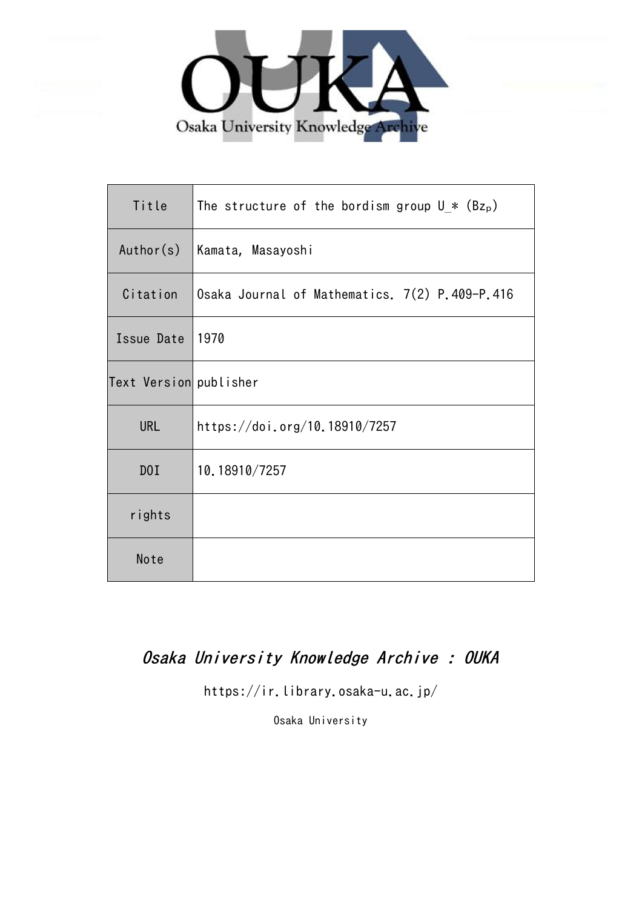Osaka University Knowledge Archive

| Title | The structure of the bordism group U_* (Bz$_p$) |
| --- | --- |
| Author(s) | Kamata, Masayoshi |
| Citation | Osaka Journal of Mathematics. 7(2) P.409-P.416 |
| Issue Date | 1970 |
| Text Version | publisher |
| URL | https://doi.org/10.18910/7257 |
| DOI | 10.18910/7257 |
| rights | |
| Note | |

*Osaka University Knowledge Archive : OUKA*

https://ir.library.osaka-u.ac.jp/

Osaka University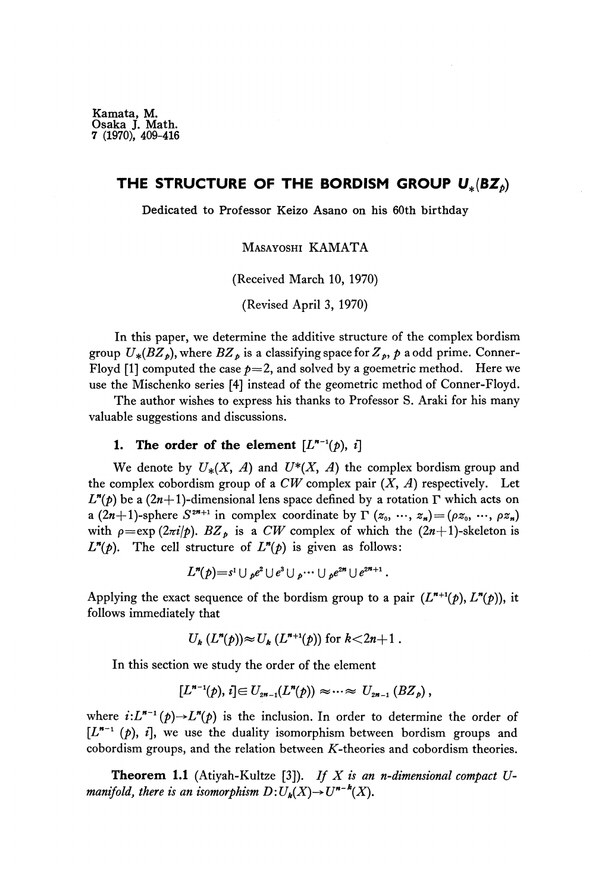Kamata, M.
Osaka J. Math.
7 (1970), 409-416

# THE STRUCTURE OF THE BORDISM GROUP $U_*(BZ_p)$

Dedicated to Professor Keizo Asano on his 60th birthday

MASAYOSHI KAMATA

(Received March 10, 1970)

(Revised April 3, 1970)

In this paper, we determine the additive structure of the complex bordism group $U_*(BZ_p)$, where $BZ_p$ is a classifying space for $Z_p$, $p$ a odd prime. Conner-Floyd [1] computed the case $p=2$, and solved by a goemetric method. Here we use the Mischenko series [4] instead of the geometric method of Conner-Floyd.

The author wishes to express his thanks to Professor S. Araki for his many valuable suggestions and discussions.

## 1. The order of the element $[L^{n-1}(p), i]$

We denote by $U_*(X, A)$ and $U^*(X, A)$ the complex bordism group and the complex cobordism group of a $CW$ complex pair $(X, A)$ respectively. Let $L^n(p)$ be a $(2n+1)$-dimensional lens space defined by a rotation $\Gamma$ which acts on a $(2n+1)$-sphere $S^{2n+1}$ in complex coordinate by $\Gamma(z_0, \cdots, z_n)=(\rho z_0, \cdots, \rho z_n)$ with $\rho=\exp(2\pi i/p)$. $BZ_p$ is a $CW$ complex of which the $(2n+1)$-skeleton is $L^n(p)$. The cell structure of $L^n(p)$ is given as follows:

$$L^n(p)=s^1 \cup_p e^2 \cup e^3 \cup_p \cdots \cup_p e^{2n} \cup e^{2n+1}.$$

Applying the exact sequence of the bordism group to a pair $(L^{n+1}(p), L^n(p))$, it follows immediately that

$$U_k(L^n(p)) \approx U_k(L^{n+1}(p)) \text{ for } k<2n+1.$$

In this section we study the order of the element

$$[L^{n-1}(p), i] \in U_{2n-1}(L^n(p)) \approx \cdots \approx U_{2n-1}(BZ_p),$$

where $i: L^{n-1}(p) \to L^n(p)$ is the inclusion. In order to determine the order of $[L^{n-1}(p), i]$, we use the duality isomorphism between bordism groups and cobordism groups, and the relation between $K$-theories and cobordism theories.

**Theorem 1.1** (Atiyah-Kultze [3]). *If $X$ is an $n$-dimensional compact $U$-manifold, there is an isomorphism $D: U_k(X) \to U^{n-k}(X)$.*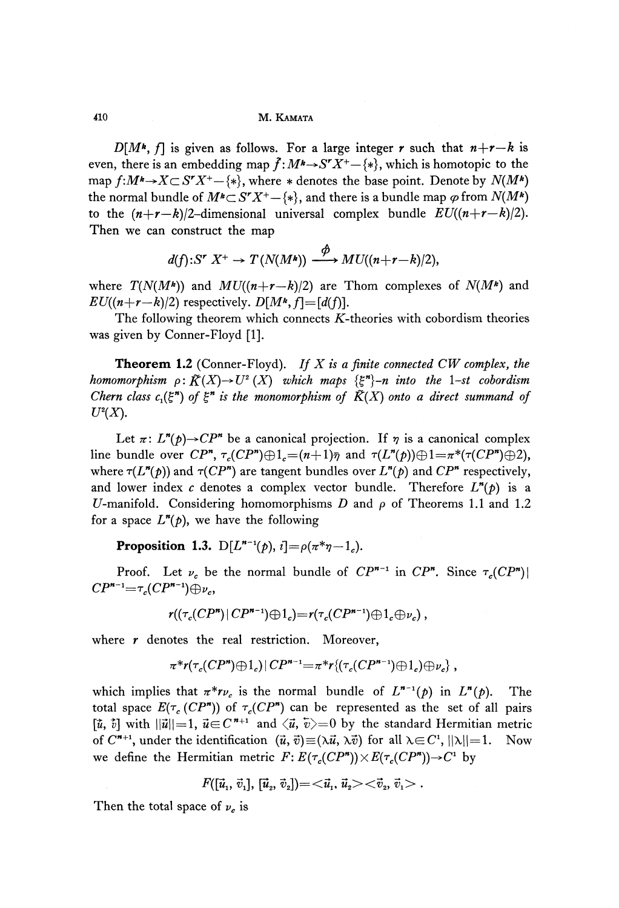$D[M^k, f]$ is given as follows. For a large integer $r$ such that $n+r-k$ is even, there is an embedding map $\bar{f}: M^k \to S^r X^+ - \{*\}$, which is homotopic to the map $f: M^k \to X \subset S^r X^+ - \{*\}$, where $*$ denotes the base point. Denote by $N(M^k)$ the normal bundle of $M^k \subset S^r X^+ - \{*\}$, and there is a bundle map $\varphi$ from $N(M^k)$ to the $(n+r-k)/2$-dimensional universal complex bundle $EU((n+r-k)/2)$. Then we can construct the map

$$d(f): S^r X^+ \to T(N(M^k)) \xrightarrow{\phi} MU((n+r-k)/2),$$

where $T(N(M^k))$ and $MU((n+r-k)/2)$ are Thom complexes of $N(M^k)$ and $EU((n+r-k)/2)$ respectively. $D[M^k, f] = [d(f)]$.

The following theorem which connects $K$-theories with cobordism theories was given by Conner-Floyd [1].

**Theorem 1.2** (Conner-Floyd). *If $X$ is a finite connected CW complex, the homomorphism $\rho: \tilde{K}(X) \to U^2(X)$ which maps $\{\xi^n\}-n$ into the 1-st cobordism Chern class $c_1(\xi^n)$ of $\xi^n$ is the monomorphism of $\tilde{K}(X)$ onto a direct summand of $U^2(X)$.*

Let $\pi: L^n(p) \to CP^n$ be a canonical projection. If $\eta$ is a canonical complex line bundle over $CP^n$, $\tau_c(CP^n) \oplus 1_c = (n+1)\bar{\eta}$ and $\tau(L^n(p)) \oplus 1 = \pi^*(\tau(CP^n) \oplus 2)$, where $\tau(L^n(p))$ and $\tau(CP^n)$ are tangent bundles over $L^n(p)$ and $CP^n$ respectively, and lower index $c$ denotes a complex vector bundle. Therefore $L^n(p)$ is a $U$-manifold. Considering homomorphisms $D$ and $\rho$ of Theorems 1.1 and 1.2 for a space $L^n(p)$, we have the following

**Proposition 1.3.** $D[L^{n-1}(p), i] = \rho(\pi^*\eta - 1_c)$.

Proof. Let $\nu_c$ be the normal bundle of $CP^{n-1}$ in $CP^n$. Since $\tau_c(CP^n) | CP^{n-1} = \tau_c(CP^{n-1}) \oplus \nu_c$,

$$r((\tau_c(CP^n) | CP^{n-1}) \oplus 1_c) = r(\tau_c(CP^{n-1}) \oplus 1_c \oplus \nu_c),$$

where $r$ denotes the real restriction. Moreover,

$$\pi^* r(\tau_c(CP^n) \oplus 1_c) | CP^{n-1} = \pi^* r\{(\tau_c(CP^{n-1}) \oplus 1_c) \oplus \nu_c\},$$

which implies that $\pi^* r\nu_c$ is the normal bundle of $L^{n-1}(p)$ in $L^n(p)$. The total space $E(\tau_c(CP^n))$ of $\tau_c(CP^n)$ can be represented as the set of all pairs $[\vec{u}, \vec{v}]$ with $||\vec{u}||=1$, $\vec{u} \in C^{n+1}$ and $\langle \vec{u}, \vec{v} \rangle = 0$ by the standard Hermitian metric of $C^{n+1}$, under the identification $(\vec{u}, \vec{v}) \equiv (\lambda\vec{u}, \lambda\vec{v})$ for all $\lambda \in C^1$, $||\lambda||=1$. Now we define the Hermitian metric $F: E(\tau_c(CP^n)) \times E(\tau_c(CP^n)) \to C^1$ by

$$F([\vec{u}_1, \vec{v}_1], [\vec{u}_2, \vec{v}_2]) = \langle \vec{u}_1, \vec{u}_2 \rangle \langle \vec{v}_2, \vec{v}_1 \rangle .$$

Then the total space of $\nu_c$ is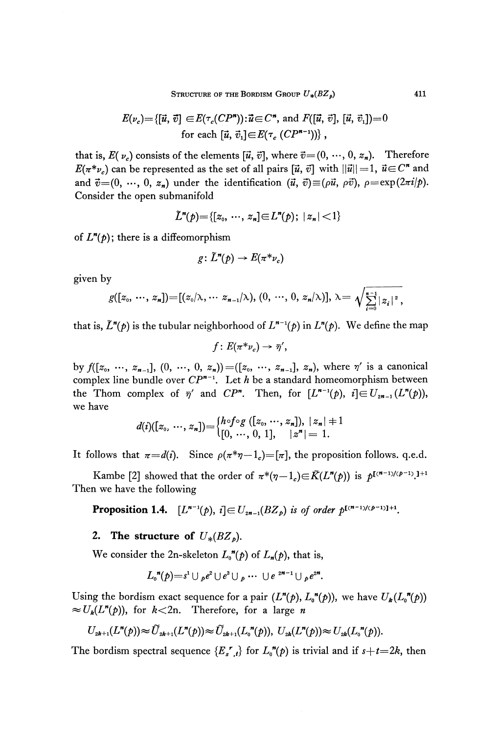$$E(\nu_c)=\{[\vec{u}, \vec{v}] \in E(\tau_c(CP^n)) : \vec{u}\in C^n, \text{ and } F([\vec{u}, \vec{v}], [\vec{u}, \vec{v}_1])=0$$
$$\text{for each } [\vec{u}, \vec{v}_1]\in E(\tau_c (CP^{n-1}))\},$$

that is, $E(\nu_c)$ consists of the elements $[\vec{u}, \vec{v}]$, where $\vec{v}=(0, \cdots, 0, z_n)$. Therefore $E(\pi^*\nu_c)$ can be represented as the set of all pairs $[\vec{u}, \vec{v}]$ with $||\vec{u}||=1$, $\vec{u}\in C^n$ and and $\vec{v}=(0, \cdots, 0, z_n)$ under the identification $(\vec{u}, \vec{v})\equiv(\rho\vec{u}, \rho\vec{v})$, $\rho=\exp(2\pi i/p)$. Consider the open submanifold

$$\tilde{L}^n(p)=\{[z_0, \cdots, z_n]\in L^n(p);\ |z_n|<1\}$$

of $L^n(p)$; there is a diffeomorphism

$$g\colon \tilde{L}^n(p) \to E(\pi^*\nu_c)$$

given by

$$g([z_0, \cdots, z_n])=[(z_0/\lambda, \cdots z_{n-1}/\lambda), (0, \cdots, 0, z_n/\lambda)],\ \lambda=\sqrt{\sum_{i=0}^{n-1}|z_i|^2},$$

that is, $\tilde{L}^n(p)$ is the tubular neighborhood of $L^{n-1}(p)$ in $L^n(p)$. We define the map

$$f\colon E(\pi^*\nu_c) \to \bar{\eta}',$$

by $f([z_0, \cdots, z_{n-1}], (0, \cdots, 0, z_n))=([z_0, \cdots, z_{n-1}], z_n)$, where $\eta'$ is a canonical complex line bundle over $CP^{n-1}$. Let $h$ be a standard homeomorphism between the Thom complex of $\bar{\eta}'$ and $CP^n$. Then, for $[L^{n-1}(p), i]\in U_{2n-1}(L^n(p))$, we have

$$d(i)([z_0, \cdots, z_n])=\begin{cases} h\circ f\circ g\ ([z_0, \cdots, z_n]), & |z_n|\neq 1 \\ [0, \cdots, 0, 1], & |z^n|=1. \end{cases}$$

It follows that $\pi=d(i)$. Since $\rho(\pi^*\eta-1_c)=[\pi]$, the proposition follows. q.e.d.

Kambe [2] showed that the order of $\pi^*(\eta-1_c)\in\tilde{K}(L^n(p))$ is $p^{[(n-1)/(p-1)]+1}$. Then we have the following

**Proposition 1.4.** *$[L^{n-1}(p), i]\in U_{2n-1}(BZ_p)$ is of order $p^{[(n-1)/(p-1)]+1}$.*

## 2. The structure of $U_*(BZ_p)$.

We consider the $2n$-skeleton $L_0^n(p)$ of $L_n(p)$, that is,

$$L_0^n(p)=s^1\cup_p e^2\cup e^3\cup_p \cdots \cup e^{2n-1}\cup_p e^{2n}.$$

Using the bordism exact sequence for a pair $(L^n(p), L_0^n(p))$, we have $U_k(L_0^n(p))\approx U_k(L^n(p))$, for $k<2n$. Therefore, for a large $n$

$$U_{2k+1}(L^n(p))\approx\tilde{U}_{2k+1}(L^n(p))\approx\tilde{U}_{2k+1}(L_0^n(p)),\ U_{2k}(L^n(p))\approx U_{2k}(L_0^n(p)).$$

The bordism spectral sequence $\{E_{s,t}^r\}$ for $L_0^n(p)$ is trivial and if $s+t=2k$, then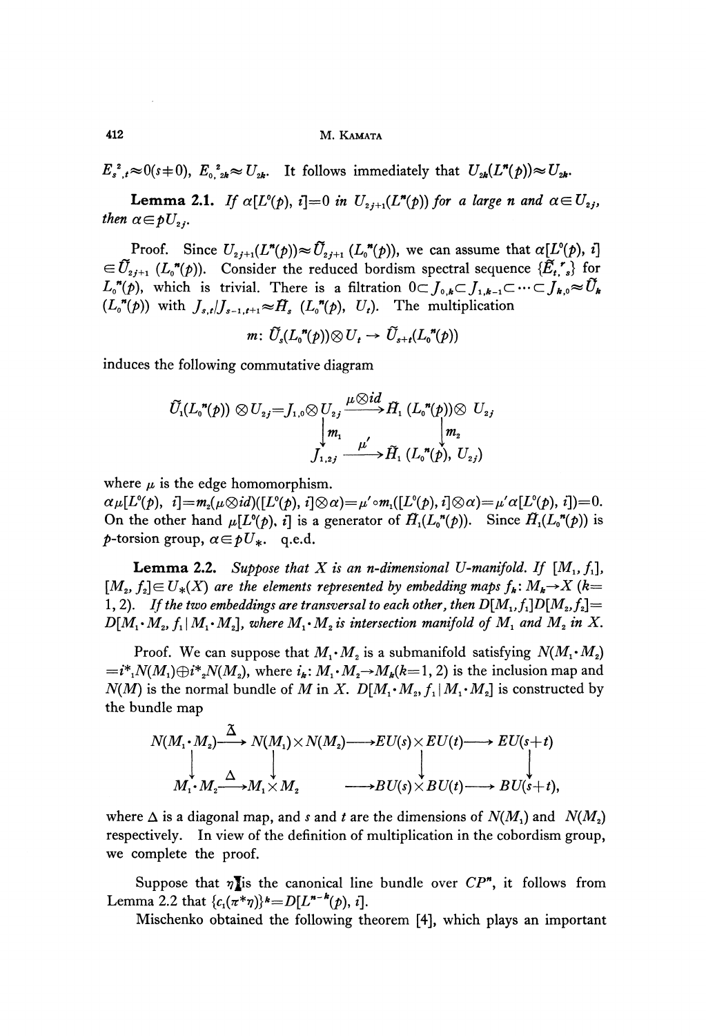$E_{s,t}^2 \approx 0 (s \neq 0)$, $E_{0,2k}^2 \approx U_{2k}$. It follows immediately that $U_{2k}(L^n(p)) \approx U_{2k}$.

**Lemma 2.1.** *If $\alpha[L^0(p), i]=0$ in $U_{2j+1}(L^n(p))$ for a large n and $\alpha \in U_{2j}$, then $\alpha \in pU_{2j}$.*

Proof. Since $U_{2j+1}(L^n(p)) \approx \tilde{U}_{2j+1}(L_0^n(p))$, we can assume that $\alpha[L^0(p), i] \in \tilde{U}_{2j+1}(L_0^n(p))$. Consider the reduced bordism spectral sequence $\{\tilde{E}_{t,s}^r\}$ for $L_0^n(p)$, which is trivial. There is a filtration $0 \subset J_{0,k} \subset J_{1,k-1} \subset \cdots \subset J_{k,0} \approx \tilde{U}_k(L_0^n(p))$ with $J_{s,t}/J_{s-1,t+1} \approx \tilde{H}_s(L_0^n(p), U_t)$. The multiplication

$$m: \tilde{U}_s(L_0^n(p)) \otimes U_t \to \tilde{U}_{s+t}(L_0^n(p))$$

induces the following commutative diagram

$$\begin{array}{ccc}
\tilde{U}_1(L_0^n(p)) \otimes U_{2j} = J_{1,0} \otimes U_{2j} & \xrightarrow{\mu \otimes id} & \tilde{H}_1(L_0^n(p)) \otimes U_{2j} \\
\downarrow m_1 & & \downarrow m_2 \\
J_{1,2j} & \xrightarrow{\mu'} & \tilde{H}_1(L_0^n(p), U_{2j})
\end{array}$$

where $\mu$ is the edge homomorphism.

$\alpha\mu[L^0(p), i] = m_2(\mu \otimes id)([L^0(p), i] \otimes \alpha) = \mu' \circ m_1([L^0(p), i] \otimes \alpha) = \mu' \alpha[L^0(p), i]) = 0$. On the other hand $\mu[L^0(p), i]$ is a generator of $\tilde{H}_1(L_0^n(p))$. Since $\tilde{H}_1(L_0^n(p))$ is $p$-torsion group, $\alpha \in pU_*$. q.e.d.

**Lemma 2.2.** *Suppose that $X$ is an $n$-dimensional U-manifold. If $[M_1, f_1]$, $[M_2, f_2] \in U_*(X)$ are the elements represented by embedding maps $f_k: M_k \to X$ $(k=1, 2)$. If the two embeddings are transversal to each other, then $D[M_1, f_1]D[M_2, f_2] = D[M_1 \cdot M_2, f_1 | M_1 \cdot M_2]$, where $M_1 \cdot M_2$ is intersection manifold of $M_1$ and $M_2$ in $X$.*

Proof. We can suppose that $M_1 \cdot M_2$ is a submanifold satisfying $N(M_1 \cdot M_2) = i_1^* N(M_1) \oplus i_2^* N(M_2)$, where $i_k: M_1 \cdot M_2 \to M_k (k=1, 2)$ is the inclusion map and $N(M)$ is the normal bundle of $M$ in $X$. $D[M_1 \cdot M_2, f_1 | M_1 \cdot M_2]$ is constructed by the bundle map

$$\begin{array}{ccccccc}
N(M_1 \cdot M_2) & \xrightarrow{\tilde{\Delta}} & N(M_1) \times N(M_2) & \longrightarrow & EU(s) \times EU(t) & \longrightarrow & EU(s+t) \\
\downarrow & & \downarrow & & \downarrow & & \downarrow \\
M_1 \cdot M_2 & \xrightarrow{\Delta} & M_1 \times M_2 & \longrightarrow & BU(s) \times BU(t) & \longrightarrow & BU(s+t),
\end{array}$$

where $\Delta$ is a diagonal map, and $s$ and $t$ are the dimensions of $N(M_1)$ and $N(M_2)$ respectively. In view of the definition of multiplication in the cobordism group, we complete the proof.

Suppose that $\eta$ is the canonical line bundle over $CP^n$, it follows from Lemma 2.2 that $\{c_1(\pi^* \eta)\}^k = D[L^{n-k}(p), i]$.

Mischenko obtained the following theorem [4], which plays an important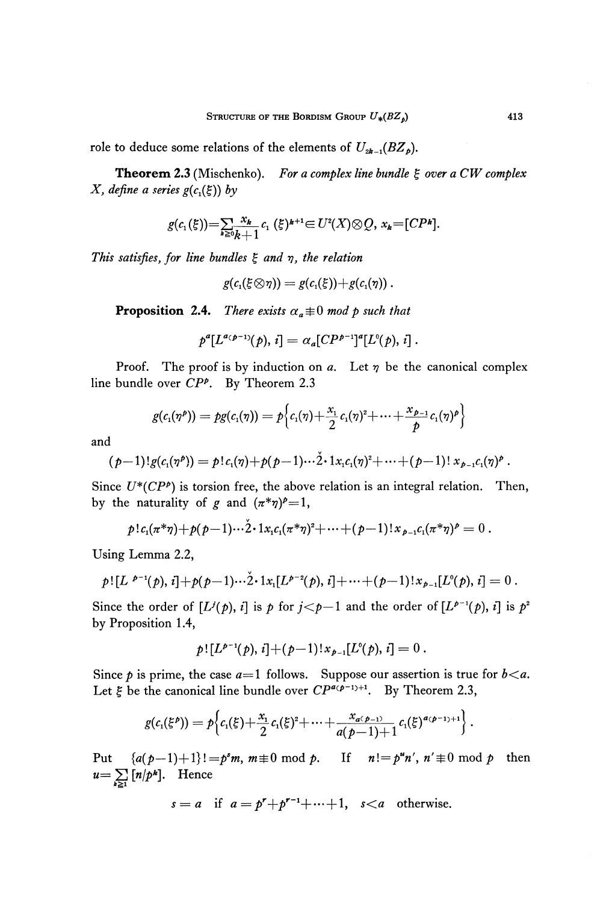role to deduce some relations of the elements of $U_{2k-1}(BZ_p)$.

**Theorem 2.3** (Mischenko). *For a complex line bundle $\xi$ over a CW complex $X$, define a series $g(c_1(\xi))$ by*

$$g(c_1(\xi)) = \sum_{k\geq 0} \frac{x_k}{k+1} c_1(\xi)^{k+1} \in U^2(X)\otimes Q, \; x_k = [CP^k].$$

*This satisfies, for line bundles $\xi$ and $\eta$, the relation*

$$g(c_1(\xi\otimes\eta)) = g(c_1(\xi)) + g(c_1(\eta)).$$

**Proposition 2.4.** *There exists $\alpha_a \not\equiv 0 \bmod p$ such that*

$$p^a[L^{a(p-1)}(p), i] = \alpha_a[CP^{p-1}]^a[L^0(p), i].$$

Proof. The proof is by induction on $a$. Let $\eta$ be the canonical complex line bundle over $CP^p$. By Theorem 2.3

$$g(c_1(\eta^p)) = pg(c_1(\eta)) = p\left\{c_1(\eta) + \frac{x_1}{2}c_1(\eta)^2 + \cdots + \frac{x_{p-1}}{p}c_1(\eta)^p\right\}$$

and

$$(p-1)!g(c_1(\eta^p)) = p!c_1(\eta) + p(p-1)\cdots\check{2}\cdot 1 x_1 c_1(\eta)^2 + \cdots + (p-1)!\, x_{p-1}c_1(\eta)^p.$$

Since $U^*(CP^p)$ is torsion free, the above relation is an integral relation. Then, by the naturality of $g$ and $(\pi^*\eta)^p = 1$,

$$p!c_1(\pi^*\eta) + p(p-1)\cdots\check{2}\cdot 1 x_1 c_1(\pi^*\eta)^2 + \cdots + (p-1)!x_{p-1}c_1(\pi^*\eta)^p = 0.$$

Using Lemma 2.2,

$$p![L^{p-1}(p), i] + p(p-1)\cdots\check{2}\cdot 1 x_1[L^{p-2}(p), i] + \cdots + (p-1)!x_{p-1}[L^0(p), i] = 0.$$

Since the order of $[L^j(p), i]$ is $p$ for $j<p-1$ and the order of $[L^{p-1}(p), i]$ is $p^2$ by Proposition 1.4,

$$p![L^{p-1}(p), i] + (p-1)!x_{p-1}[L^0(p), i] = 0.$$

Since $p$ is prime, the case $a=1$ follows. Suppose our assertion is true for $b<a$. Let $\xi$ be the canonical line bundle over $CP^{a(p-1)+1}$. By Theorem 2.3,

$$g(c_1(\xi^p)) = p\left\{c_1(\xi) + \frac{x_1}{2}c_1(\xi)^2 + \cdots + \frac{x_{a(p-1)}}{a(p-1)+1}c_1(\xi)^{a(p-1)+1}\right\}.$$

Put $\{a(p-1)+1\}! = p^s m$, $m \not\equiv 0 \bmod p$. If $n! = p^u n'$, $n' \not\equiv 0 \bmod p$ then $u = \sum_{k\geq 1}[n/p^k]$. Hence

$$s = a \text{ if } a = p^r + p^{r-1} + \cdots + 1, \quad s < a \text{ otherwise}.$$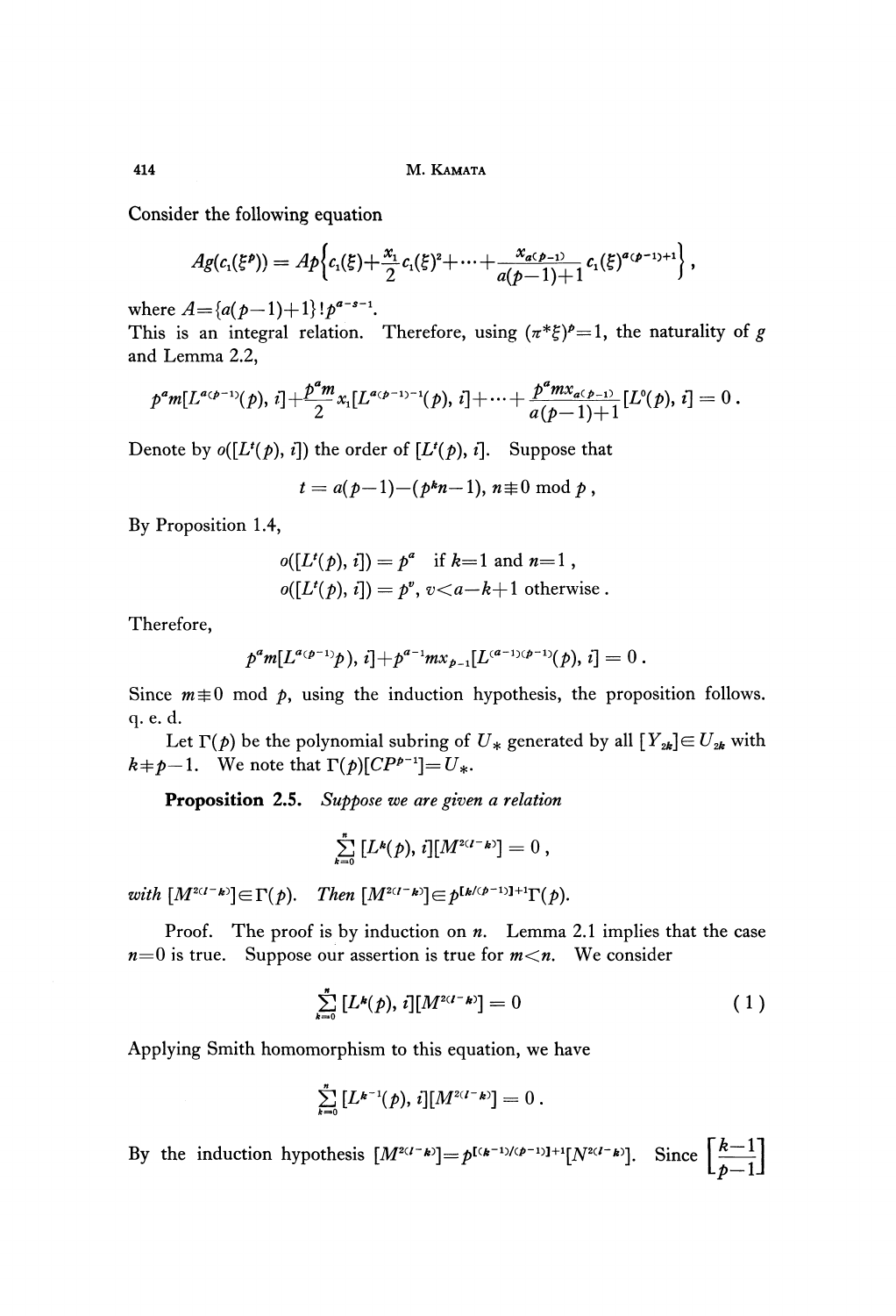Consider the following equation

$$Ag(c_1(\xi^p)) = Ap\left\{c_1(\xi)+\frac{x_1}{2}c_1(\xi)^2+\cdots+\frac{x_{a(p-1)}}{a(p-1)+1}c_1(\xi)^{a(p-1)+1}\right\},$$

where $A=\{a(p-1)+1\}!p^{a-s-1}$.

This is an integral relation. Therefore, using $(\pi^*\xi)^p=1$, the naturality of $g$ and Lemma 2.2,

$$p^a m[L^{a(p-1)}(p), i]+\frac{p^a m}{2}x_1[L^{a(p-1)-1}(p), i]+\cdots+\frac{p^a m x_{a(p-1)}}{a(p-1)+1}[L^0(p), i]=0.$$

Denote by $o([L^t(p), i])$ the order of $[L^t(p), i]$. Suppose that

$$t=a(p-1)-(p^k n-1),\ n\not\equiv 0 \bmod p,$$

By Proposition 1.4,

$$o([L^t(p), i])=p^a \quad \text{if } k=1 \text{ and } n=1,$$
$$o([L^t(p), i])=p^v,\ v<a-k+1 \text{ otherwise}.$$

Therefore,

$$p^a m[L^{a(p-1)}p), i]+p^{a-1}mx_{p-1}[L^{(a-1)(p-1)}(p), i]=0.$$

Since $m\not\equiv 0 \bmod p$, using the induction hypothesis, the proposition follows. q. e. d.

Let $\Gamma(p)$ be the polynomial subring of $U_*$ generated by all $[Y_{2k}]\in U_{2k}$ with $k\neq p-1$. We note that $\Gamma(p)[CP^{p-1}]=U_*$.

**Proposition 2.5.** *Suppose we are given a relation*

$$\sum_{k=0}^{n}[L^k(p), i][M^{2(l-k)}]=0,$$

*with* $[M^{2(l-k)}]\in\Gamma(p)$. *Then* $[M^{2(l-k)}]\in p^{[k/(p-1)]+1}\Gamma(p)$.

Proof. The proof is by induction on $n$. Lemma 2.1 implies that the case $n=0$ is true. Suppose our assertion is true for $m<n$. We consider

$$\sum_{k=0}^{n}[L^k(p), i][M^{2(l-k)}]=0 \tag{1}$$

Applying Smith homomorphism to this equation, we have

$$\sum_{k=0}^{n}[L^{k-1}(p), i][M^{2(l-k)}]=0.$$

By the induction hypothesis $[M^{2(l-k)}]=p^{[(k-1)/(p-1)]+1}[N^{2(l-k)}]$. Since $\left[\frac{k-1}{p-1}\right]$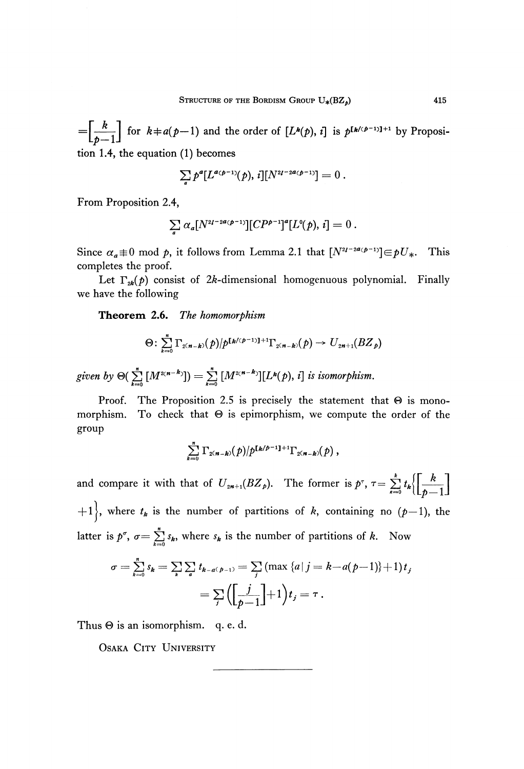$=\left[\frac{k}{p-1}\right]$ for $k \neq a(p-1)$ and the order of $[L^k(p), i]$ is $p^{[k/(p-1)]+1}$ by Proposition 1.4, the equation (1) becomes

$$\sum_a p^a [L^{a(p-1)}(p), i][N^{2l-2a(p-1)}] = 0 .$$

From Proposition 2.4,

$$\sum_a \alpha_a [N^{2l-2a(p-1)}][CP^{p-1}]^a [L^0(p), i] = 0 .$$

Since $\alpha_a \not\equiv 0 \bmod p$, it follows from Lemma 2.1 that $[N^{2l-2a(p-1)}] \in pU_*$. This completes the proof.

Let $\Gamma_{2k}(p)$ consist of $2k$-dimensional homogenuous polynomial. Finally we have the following

**Theorem 2.6.** *The homomorphism*

$$\Theta \colon \sum_{k=0}^{n} \Gamma_{2(n-k)}(p)/p^{[k/(p-1)]+1}\Gamma_{2(n-k)}(p) \rightarrow U_{2n+1}(BZ_p)$$

*given by* $\Theta(\sum_{k=0}^{n} [M^{2(n-k)}]) = \sum_{k=0}^{n} [M^{2(n-k)}][L^k(p), i]$ *is isomorphism.*

Proof. The Proposition 2.5 is precisely the statement that $\Theta$ is monomorphism. To check that $\Theta$ is epimorphism, we compute the order of the group

$$\sum_{k=0}^{n} \Gamma_{2(n-k)}(p)/p^{[k/p-1]+1}\Gamma_{2(n-k)}(p) ,$$

and compare it with that of $U_{2n+1}(BZ_p)$. The former is $p^\tau$, $\tau = \sum_{\kappa=0}^{k} t_k \left\{\left[\frac{k}{p-1}\right] + 1\right\}$, where $t_k$ is the number of partitions of $k$, containing no $(p-1)$, the latter is $p^\sigma$, $\sigma = \sum_{k=0}^{n} s_k$, where $s_k$ is the number of partitions of $k$. Now

$$\sigma = \sum_{k=0}^{n} s_k = \sum_k \sum_a t_{k-a(p-1)} = \sum_j (\max\{a \mid j = k - a(p-1)\} + 1) t_j$$

$$= \sum_j \left(\left[\frac{j}{p-1}\right] + 1\right) t_j = \tau .$$

Thus $\Theta$ is an isomorphism. q. e. d.

OSAKA CITY UNIVERSITY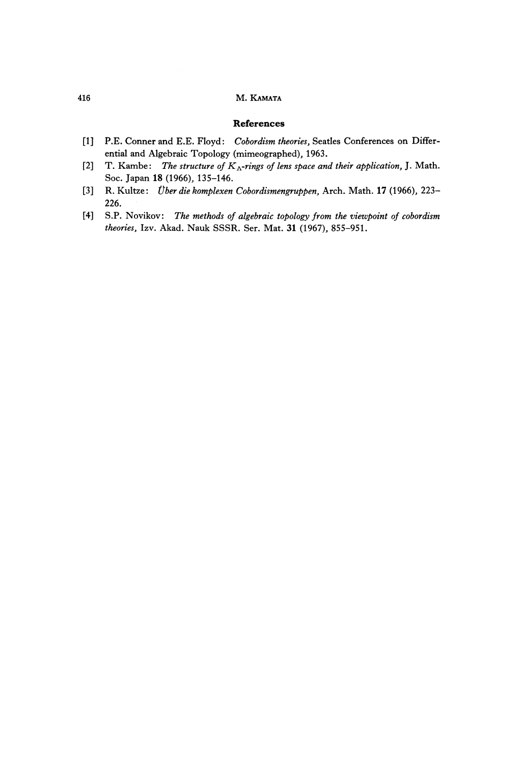## References

[1] P.E. Conner and E.E. Floyd: *Cobordism theories*, Seatles Conferences on Differential and Algebraic Topology (mimeographed), 1963.

[2] T. Kambe: *The structure of $K_\Lambda$-rings of lens space and their application*, J. Math. Soc. Japan **18** (1966), 135–146.

[3] R. Kultze: *Über die komplexen Cobordismengruppen*, Arch. Math. **17** (1966), 223–226.

[4] S.P. Novikov: *The methods of algebraic topology from the viewpoint of cobordism theories*, Izv. Akad. Nauk SSSR. Ser. Mat. **31** (1967), 855–951.